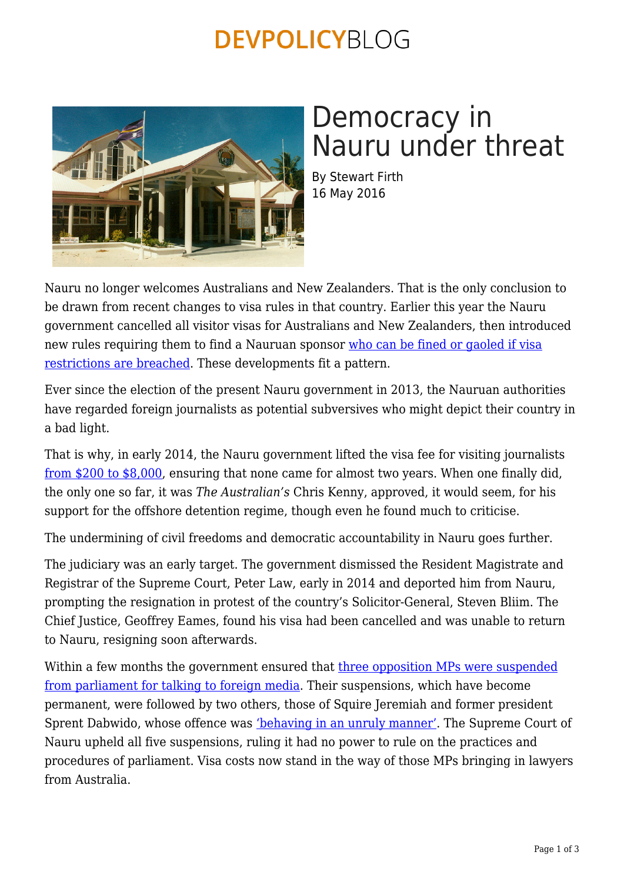# Democracy in Nauru under threat

By Stewart Firth
16 May 2016

Nauru no longer welcomes Australians and New Zealanders. That is the only conclusion to be drawn from recent changes to visa rules in that country. Earlier this year the Nauru government cancelled all visitor visas for Australians and New Zealanders, then introduced new rules requiring them to find a Nauruan sponsor who can be fined or gaoled if visa restrictions are breached. These developments fit a pattern.

Ever since the election of the present Nauru government in 2013, the Nauruan authorities have regarded foreign journalists as potential subversives who might depict their country in a bad light.

That is why, in early 2014, the Nauru government lifted the visa fee for visiting journalists from $200 to $8,000, ensuring that none came for almost two years. When one finally did, the only one so far, it was *The Australian's* Chris Kenny, approved, it would seem, for his support for the offshore detention regime, though even he found much to criticise.

The undermining of civil freedoms and democratic accountability in Nauru goes further.

The judiciary was an early target. The government dismissed the Resident Magistrate and Registrar of the Supreme Court, Peter Law, early in 2014 and deported him from Nauru, prompting the resignation in protest of the country's Solicitor-General, Steven Bliim. The Chief Justice, Geoffrey Eames, found his visa had been cancelled and was unable to return to Nauru, resigning soon afterwards.

Within a few months the government ensured that three opposition MPs were suspended from parliament for talking to foreign media. Their suspensions, which have become permanent, were followed by two others, those of Squire Jeremiah and former president Sprent Dabwido, whose offence was 'behaving in an unruly manner'. The Supreme Court of Nauru upheld all five suspensions, ruling it had no power to rule on the practices and procedures of parliament. Visa costs now stand in the way of those MPs bringing in lawyers from Australia.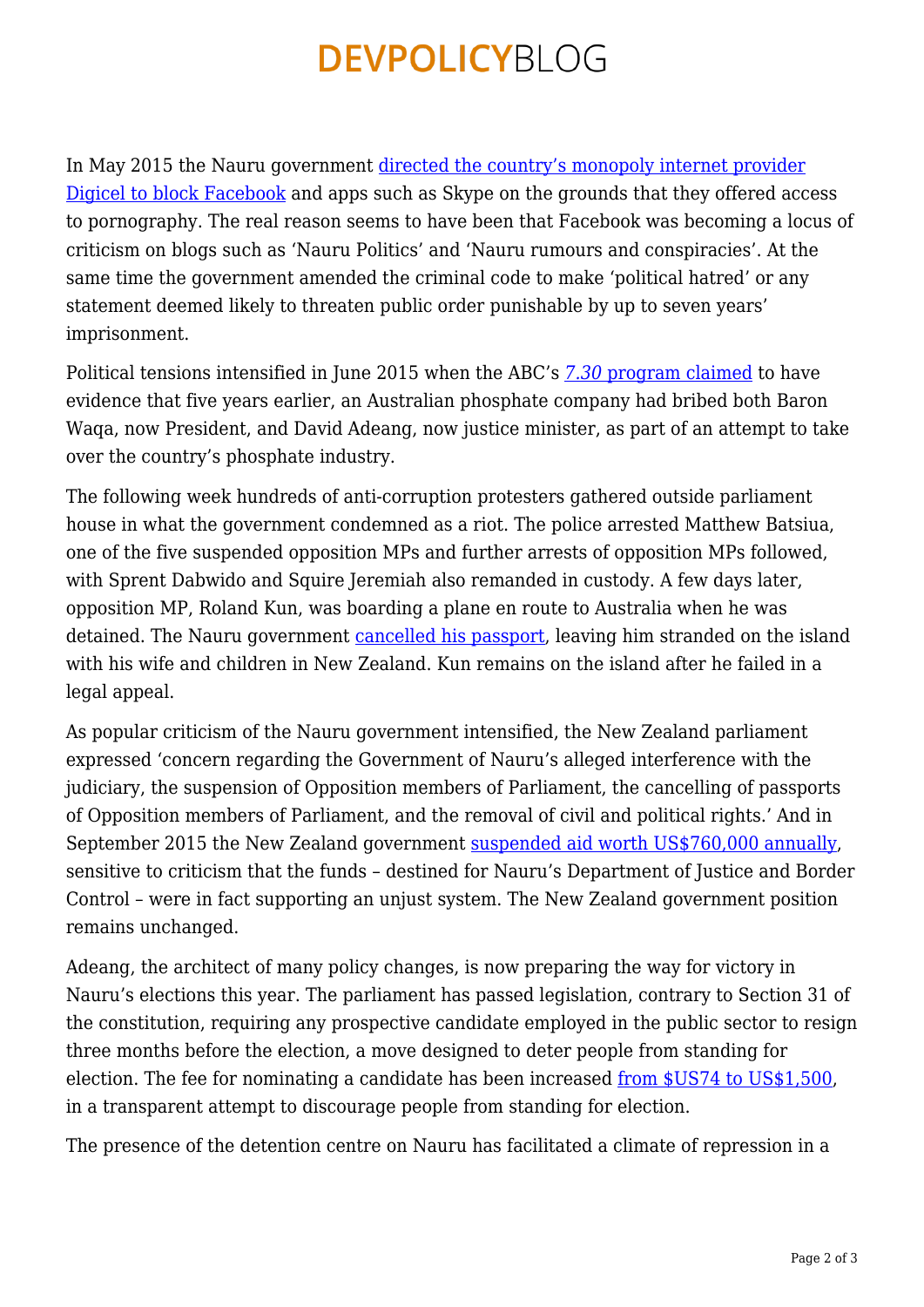In May 2015 the Nauru government directed the country's monopoly internet provider Digicel to block Facebook and apps such as Skype on the grounds that they offered access to pornography. The real reason seems to have been that Facebook was becoming a locus of criticism on blogs such as 'Nauru Politics' and 'Nauru rumours and conspiracies'. At the same time the government amended the criminal code to make 'political hatred' or any statement deemed likely to threaten public order punishable by up to seven years' imprisonment.

Political tensions intensified in June 2015 when the ABC's *7.30* program claimed to have evidence that five years earlier, an Australian phosphate company had bribed both Baron Waqa, now President, and David Adeang, now justice minister, as part of an attempt to take over the country's phosphate industry.

The following week hundreds of anti-corruption protesters gathered outside parliament house in what the government condemned as a riot. The police arrested Matthew Batsiua, one of the five suspended opposition MPs and further arrests of opposition MPs followed, with Sprent Dabwido and Squire Jeremiah also remanded in custody. A few days later, opposition MP, Roland Kun, was boarding a plane en route to Australia when he was detained. The Nauru government cancelled his passport, leaving him stranded on the island with his wife and children in New Zealand. Kun remains on the island after he failed in a legal appeal.

As popular criticism of the Nauru government intensified, the New Zealand parliament expressed 'concern regarding the Government of Nauru's alleged interference with the judiciary, the suspension of Opposition members of Parliament, the cancelling of passports of Opposition members of Parliament, and the removal of civil and political rights.' And in September 2015 the New Zealand government suspended aid worth US$760,000 annually, sensitive to criticism that the funds – destined for Nauru's Department of Justice and Border Control – were in fact supporting an unjust system. The New Zealand government position remains unchanged.

Adeang, the architect of many policy changes, is now preparing the way for victory in Nauru's elections this year. The parliament has passed legislation, contrary to Section 31 of the constitution, requiring any prospective candidate employed in the public sector to resign three months before the election, a move designed to deter people from standing for election. The fee for nominating a candidate has been increased from $US74 to US$1,500, in a transparent attempt to discourage people from standing for election.

The presence of the detention centre on Nauru has facilitated a climate of repression in a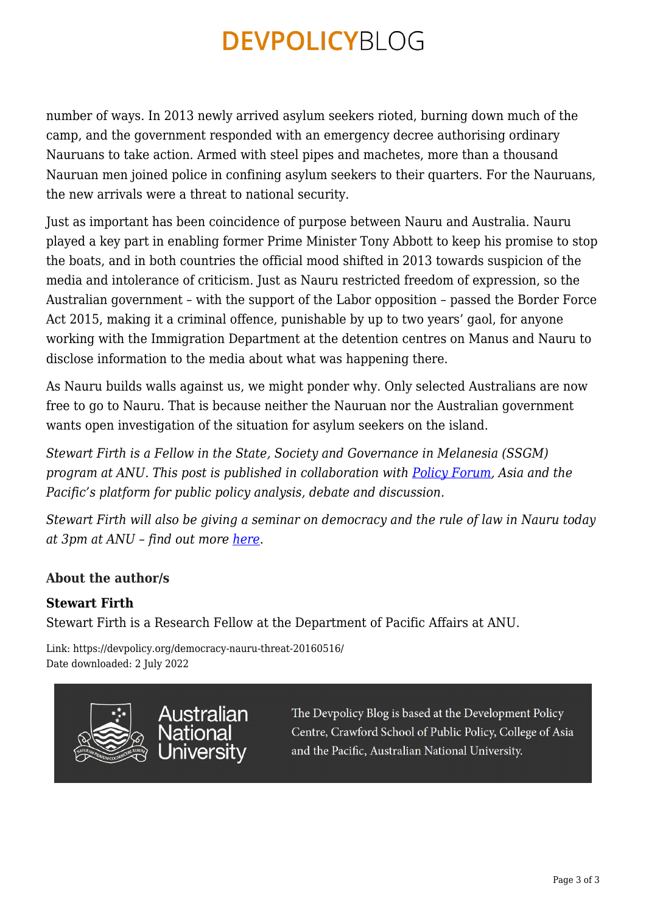number of ways. In 2013 newly arrived asylum seekers rioted, burning down much of the camp, and the government responded with an emergency decree authorising ordinary Nauruans to take action. Armed with steel pipes and machetes, more than a thousand Nauruan men joined police in confining asylum seekers to their quarters. For the Nauruans, the new arrivals were a threat to national security.

Just as important has been coincidence of purpose between Nauru and Australia. Nauru played a key part in enabling former Prime Minister Tony Abbott to keep his promise to stop the boats, and in both countries the official mood shifted in 2013 towards suspicion of the media and intolerance of criticism. Just as Nauru restricted freedom of expression, so the Australian government – with the support of the Labor opposition – passed the Border Force Act 2015, making it a criminal offence, punishable by up to two years' gaol, for anyone working with the Immigration Department at the detention centres on Manus and Nauru to disclose information to the media about what was happening there.

As Nauru builds walls against us, we might ponder why. Only selected Australians are now free to go to Nauru. That is because neither the Nauruan nor the Australian government wants open investigation of the situation for asylum seekers on the island.

*Stewart Firth is a Fellow in the State, Society and Governance in Melanesia (SSGM) program at ANU. This post is published in collaboration with [Policy Forum](), Asia and the Pacific's platform for public policy analysis, debate and discussion.*

*Stewart Firth will also be giving a seminar on democracy and the rule of law in Nauru today at 3pm at ANU – find out more [here]().*

#### About the author/s

**Stewart Firth**
Stewart Firth is a Research Fellow at the Department of Pacific Affairs at ANU.

Link: https://devpolicy.org/democracy-nauru-threat-20160516/
Date downloaded: 2 July 2022

Australian National University

The Devpolicy Blog is based at the Development Policy Centre, Crawford School of Public Policy, College of Asia and the Pacific, Australian National University.